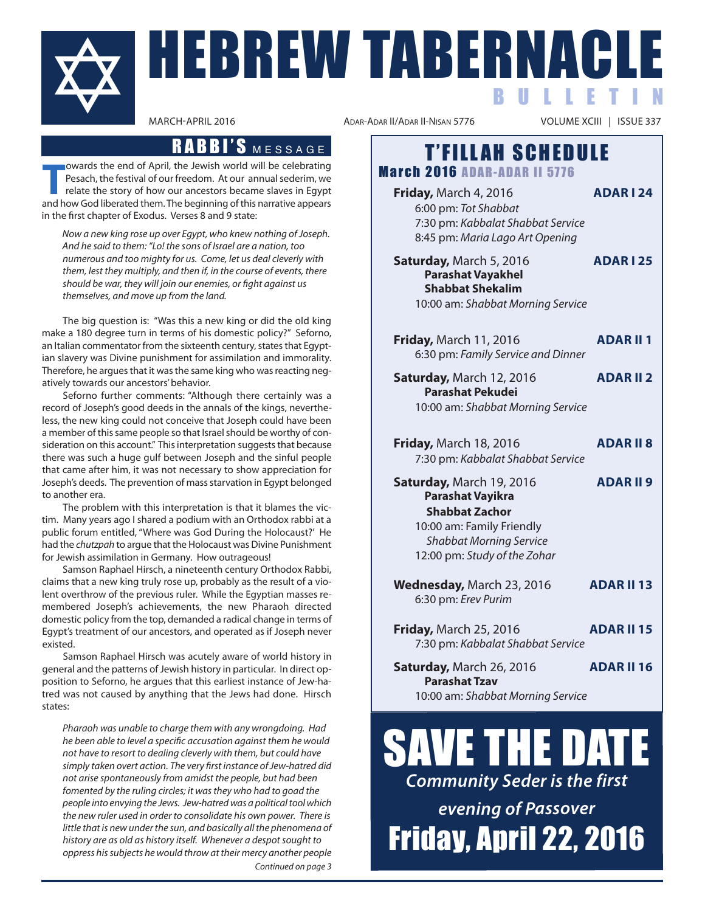# HEBREW TABERNACLE BULLETIN

MARCH-APRIL 2016 | ADAR-ADAR II/ADAR II-NISAN 5776 | VOLUME XCIII | ISSUE 337

## RABBI'S MESSAGE

Towards the end of April, the Jewish world will be celebrating Pesach, the festival of our freedom. At our annual sederim, we relate the story of how our ancestors became slaves in Egypt and how God liberated them. The beginning of this narrative appears in the first chapter of Exodus. Verses 8 and 9 state:

> *Now a new king rose up over Egypt, who knew nothing of Joseph. And he said to them: "Lo! the sons of Israel are a nation, too numerous and too mighty for us. Come, let us deal cleverly with them, lest they multiply, and then if, in the course of events, there should be war, they will join our enemies, or fight against us themselves, and move up from the land.*

The big question is: "Was this a new king or did the old king make a 180 degree turn in terms of his domestic policy?" Seforno, an Italian commentator from the sixteenth century, states that Egyptian slavery was Divine punishment for assimilation and immorality. Therefore, he argues that it was the same king who was reacting negatively towards our ancestors' behavior.

Seforno further comments: "Although there certainly was a record of Joseph's good deeds in the annals of the kings, nevertheless, the new king could not conceive that Joseph could have been a member of this same people so that Israel should be worthy of consideration on this account." This interpretation suggests that because there was such a huge gulf between Joseph and the sinful people that came after him, it was not necessary to show appreciation for Joseph's deeds. The prevention of mass starvation in Egypt belonged to another era.

The problem with this interpretation is that it blames the victim. Many years ago I shared a podium with an Orthodox rabbi at a public forum entitled, "Where was God During the Holocaust?' He had the *chutzpah* to argue that the Holocaust was Divine Punishment for Jewish assimilation in Germany. How outrageous!

Samson Raphael Hirsch, a nineteenth century Orthodox Rabbi, claims that a new king truly rose up, probably as the result of a violent overthrow of the previous ruler. While the Egyptian masses remembered Joseph's achievements, the new Pharaoh directed domestic policy from the top, demanded a radical change in terms of Egypt's treatment of our ancestors, and operated as if Joseph never existed.

Samson Raphael Hirsch was acutely aware of world history in general and the patterns of Jewish history in particular. In direct opposition to Seforno, he argues that this earliest instance of Jew-hatred was not caused by anything that the Jews had done. Hirsch states:

> *Pharaoh was unable to charge them with any wrongdoing. Had he been able to level a specific accusation against them he would not have to resort to dealing cleverly with them, but could have simply taken overt action. The very first instance of Jew-hatred did not arise spontaneously from amidst the people, but had been fomented by the ruling circles; it was they who had to goad the people into envying the Jews. Jew-hatred was a political tool which the new ruler used in order to consolidate his own power. There is little that is new under the sun, and basically all the phenomena of history are as old as history itself. Whenever a despot sought to oppress his subjects he would throw at their mercy another people*

*Continued on page 3*

## T'FILLAH SCHEDULE

### March 2016 ADAR-ADAR II 5776

**Friday,** March 4, 2016 — **ADAR I 24**
6:00 pm: *Tot Shabbat*
7:30 pm: *Kabbalat Shabbat Service*
8:45 pm: *Maria Lago Art Opening*

**Saturday,** March 5, 2016 — **ADAR I 25**
**Parashat Vayakhel**
**Shabbat Shekalim**
10:00 am: *Shabbat Morning Service*

**Friday,** March 11, 2016 — **ADAR II 1**
6:30 pm: *Family Service and Dinner*

**Saturday,** March 12, 2016 — **ADAR II 2**
**Parashat Pekudei**
10:00 am: *Shabbat Morning Service*

**Friday,** March 18, 2016 — **ADAR II 8**
7:30 pm: *Kabbalat Shabbat Service*

**Saturday,** March 19, 2016 — **ADAR II 9**
**Parashat Vayikra**
**Shabbat Zachor**
10:00 am: Family Friendly *Shabbat Morning Service*
12:00 pm: *Study of the Zohar*

**Wednesday,** March 23, 2016 — **ADAR II 13**
6:30 pm: *Erev Purim*

**Friday,** March 25, 2016 — **ADAR II 15**
7:30 pm: *Kabbalat Shabbat Service*

**Saturday,** March 26, 2016 — **ADAR II 16**
**Parashat Tzav**
10:00 am: *Shabbat Morning Service*

## SAVE THE DATE

***Community Seder is the first evening of Passover***

**Friday, April 22, 2016**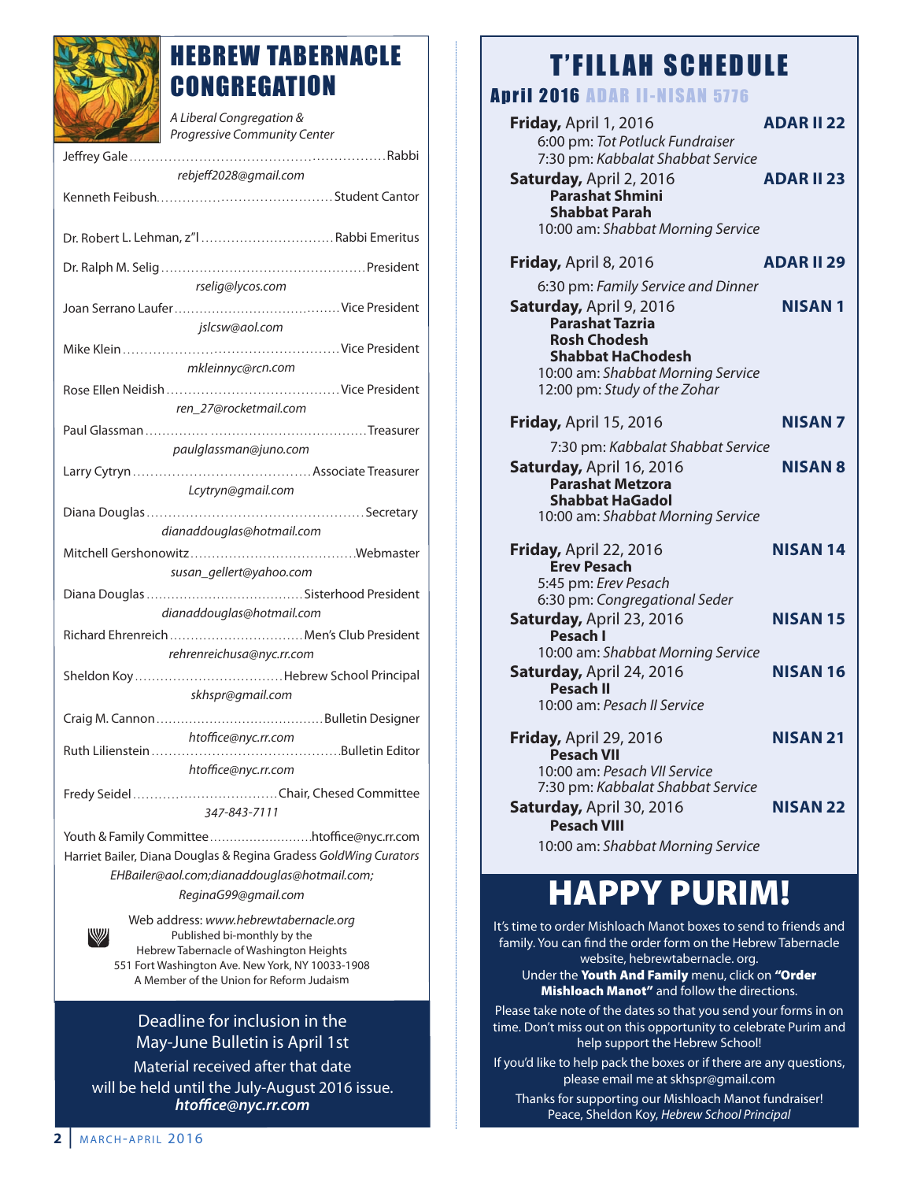# HEBREW TABERNACLE CONGREGATION

*A Liberal Congregation & Progressive Community Center*

Jeffrey Gale .......... Rabbi
*rebjeff2028@gmail.com*

Kenneth Feibush .......... Student Cantor

Dr. Robert L. Lehman, z"l .......... Rabbi Emeritus

Dr. Ralph M. Selig .......... President
*rselig@lycos.com*

Joan Serrano Laufer .......... Vice President
*jslcsw@aol.com*

Mike Klein .......... Vice President
*mkleinnyc@rcn.com*

Rose Ellen Neidish .......... Vice President
*ren_27@rocketmail.com*

Paul Glassman .......... Treasurer
*paulglassman@juno.com*

Larry Cytryn .......... Associate Treasurer
*Lcytryn@gmail.com*

Diana Douglas .......... Secretary
*dianaddouglas@hotmail.com*

Mitchell Gershonowitz .......... Webmaster
*susan_gellert@yahoo.com*

Diana Douglas .......... Sisterhood President
*dianaddouglas@hotmail.com*

Richard Ehrenreich .......... Men's Club President
*rehrenreichusa@nyc.rr.com*

Sheldon Koy .......... Hebrew School Principal
*skhspr@gmail.com*

Craig M. Cannon .......... Bulletin Designer
*htoffice@nyc.rr.com*

Ruth Lilienstein .......... Bulletin Editor
*htoffice@nyc.rr.com*

Fredy Seidel .......... Chair, Chesed Committee
*347-843-7111*

Youth & Family Committee .......... htoffice@nyc.rr.com

Harriet Bailer, Diana Douglas & Regina Gradess *GoldWing Curators*
*EHBailer@aol.com;dianaddouglas@hotmail.com; ReginaG99@gmail.com*

Web address: *www.hebrewtabernacle.org*
Published bi-monthly by the
Hebrew Tabernacle of Washington Heights
551 Fort Washington Ave. New York, NY 10033-1908
A Member of the Union for Reform Judaism

Deadline for inclusion in the May-June Bulletin is April 1st

Material received after that date will be held until the July-August 2016 issue.
***htoffice@nyc.rr.com***

# T'FILLAH SCHEDULE

## April 2016 ADAR II-NISAN 5776

**Friday,** April 1, 2016 — **ADAR II 22**
6:00 pm: *Tot Potluck Fundraiser*
7:30 pm: *Kabbalat Shabbat Service*

**Saturday,** April 2, 2016 — **ADAR II 23**
**Parashat Shmini**
**Shabbat Parah**
10:00 am: *Shabbat Morning Service*

**Friday,** April 8, 2016 — **ADAR II 29**
6:30 pm: *Family Service and Dinner*

**Saturday,** April 9, 2016 — **NISAN 1**
**Parashat Tazria**
**Rosh Chodesh**
**Shabbat HaChodesh**
10:00 am: *Shabbat Morning Service*
12:00 pm: *Study of the Zohar*

**Friday,** April 15, 2016 — **NISAN 7**
7:30 pm: *Kabbalat Shabbat Service*

**Saturday,** April 16, 2016 — **NISAN 8**
**Parashat Metzora**
**Shabbat HaGadol**
10:00 am: *Shabbat Morning Service*

**Friday,** April 22, 2016 — **NISAN 14**
**Erev Pesach**
5:45 pm: *Erev Pesach*
6:30 pm: *Congregational Seder*

**Saturday,** April 23, 2016 — **NISAN 15**
**Pesach I**
10:00 am: *Shabbat Morning Service*

**Saturday,** April 24, 2016 — **NISAN 16**
**Pesach II**
10:00 am: *Pesach II Service*

**Friday,** April 29, 2016 — **NISAN 21**
**Pesach VII**
10:00 am: *Pesach VII Service*
7:30 pm: *Kabbalat Shabbat Service*

**Saturday,** April 30, 2016 — **NISAN 22**
**Pesach VIII**
10:00 am: *Shabbat Morning Service*

# HAPPY PURIM!

It's time to order Mishloach Manot boxes to send to friends and family. You can find the order form on the Hebrew Tabernacle website, hebrewtabernacle. org.
Under the **Youth And Family** menu, click on **"Order Mishloach Manot"** and follow the directions.

Please take note of the dates so that you send your forms in on time. Don't miss out on this opportunity to celebrate Purim and help support the Hebrew School!

If you'd like to help pack the boxes or if there are any questions, please email me at skhspr@gmail.com

Thanks for supporting our Mishloach Manot fundraiser!
Peace, Sheldon Koy, *Hebrew School Principal*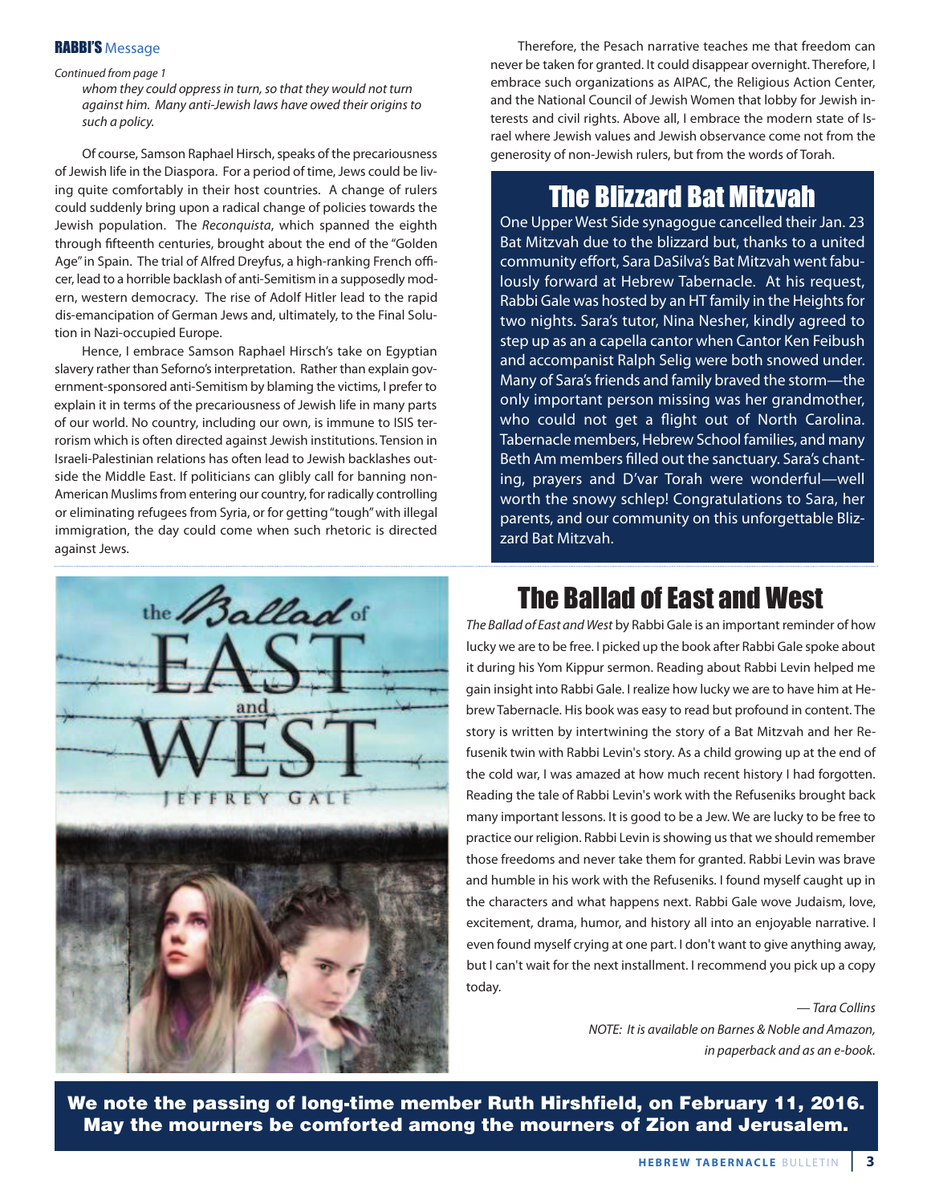## RABBI'S Message

*Continued from page 1*

> *whom they could oppress in turn, so that they would not turn against him. Many anti-Jewish laws have owed their origins to such a policy.*

Of course, Samson Raphael Hirsch, speaks of the precariousness of Jewish life in the Diaspora. For a period of time, Jews could be living quite comfortably in their host countries. A change of rulers could suddenly bring upon a radical change of policies towards the Jewish population. The *Reconquista*, which spanned the eighth through fifteenth centuries, brought about the end of the "Golden Age" in Spain. The trial of Alfred Dreyfus, a high-ranking French officer, lead to a horrible backlash of anti-Semitism in a supposedly modern, western democracy. The rise of Adolf Hitler lead to the rapid dis-emancipation of German Jews and, ultimately, to the Final Solution in Nazi-occupied Europe.

Hence, I embrace Samson Raphael Hirsch's take on Egyptian slavery rather than Seforno's interpretation. Rather than explain government-sponsored anti-Semitism by blaming the victims, I prefer to explain it in terms of the precariousness of Jewish life in many parts of our world. No country, including our own, is immune to ISIS terrorism which is often directed against Jewish institutions. Tension in Israeli-Palestinian relations has often lead to Jewish backlashes outside the Middle East. If politicians can glibly call for banning non-American Muslims from entering our country, for radically controlling or eliminating refugees from Syria, or for getting "tough" with illegal immigration, the day could come when such rhetoric is directed against Jews.

Therefore, the Pesach narrative teaches me that freedom can never be taken for granted. It could disappear overnight. Therefore, I embrace such organizations as AIPAC, the Religious Action Center, and the National Council of Jewish Women that lobby for Jewish interests and civil rights. Above all, I embrace the modern state of Israel where Jewish values and Jewish observance come not from the generosity of non-Jewish rulers, but from the words of Torah.

## The Blizzard Bat Mitzvah

One Upper West Side synagogue cancelled their Jan. 23 Bat Mitzvah due to the blizzard but, thanks to a united community effort, Sara DaSilva's Bat Mitzvah went fabulously forward at Hebrew Tabernacle. At his request, Rabbi Gale was hosted by an HT family in the Heights for two nights. Sara's tutor, Nina Nesher, kindly agreed to step up as an a capella cantor when Cantor Ken Feibush and accompanist Ralph Selig were both snowed under. Many of Sara's friends and family braved the storm—the only important person missing was her grandmother, who could not get a flight out of North Carolina. Tabernacle members, Hebrew School families, and many Beth Am members filled out the sanctuary. Sara's chanting, prayers and D'var Torah were wonderful—well worth the snowy schlep! Congratulations to Sara, her parents, and our community on this unforgettable Blizzard Bat Mitzvah.

## The Ballad of East and West

*The Ballad of East and West* by Rabbi Gale is an important reminder of how lucky we are to be free. I picked up the book after Rabbi Gale spoke about it during his Yom Kippur sermon. Reading about Rabbi Levin helped me gain insight into Rabbi Gale. I realize how lucky we are to have him at Hebrew Tabernacle. His book was easy to read but profound in content. The story is written by intertwining the story of a Bat Mitzvah and her Refusenik twin with Rabbi Levin's story. As a child growing up at the end of the cold war, I was amazed at how much recent history I had forgotten. Reading the tale of Rabbi Levin's work with the Refuseniks brought back many important lessons. It is good to be a Jew. We are lucky to be free to practice our religion. Rabbi Levin is showing us that we should remember those freedoms and never take them for granted. Rabbi Levin was brave and humble in his work with the Refuseniks. I found myself caught up in the characters and what happens next. Rabbi Gale wove Judaism, love, excitement, drama, humor, and history all into an enjoyable narrative. I even found myself crying at one part. I don't want to give anything away, but I can't wait for the next installment. I recommend you pick up a copy today.

*— Tara Collins*

*NOTE: It is available on Barnes & Noble and Amazon, in paperback and as an e-book.*

**We note the passing of long-time member Ruth Hirshfield, on February 11, 2016. May the mourners be comforted among the mourners of Zion and Jerusalem.**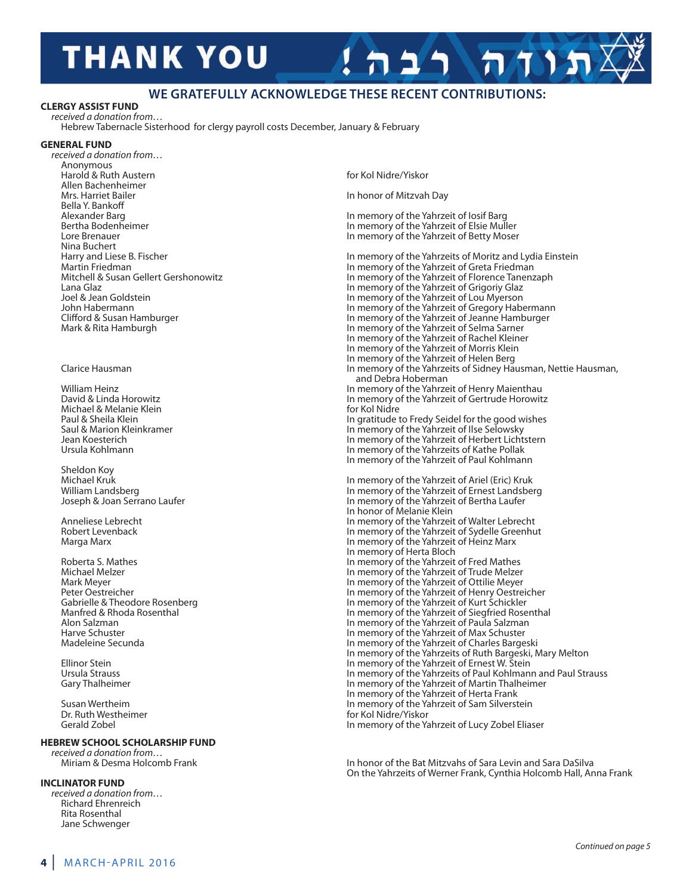# THANK YOU תודה רבה!

## WE GRATEFULLY ACKNOWLEDGE THESE RECENT CONTRIBUTIONS:

**CLERGY ASSIST FUND**

*received a donation from…*

Hebrew Tabernacle Sisterhood for clergy payroll costs December, January & February

**GENERAL FUND**

*received a donation from…*

| Donor | Dedication |
|---|---|
| Anonymous | |
| Harold & Ruth Austern | for Kol Nidre/Yiskor |
| Allen Bachenheimer | |
| Mrs. Harriet Bailer | In honor of Mitzvah Day |
| Bella Y. Bankoff | |
| Alexander Barg | In memory of the Yahrzeit of Iosif Barg |
| Bertha Bodenheimer | In memory of the Yahrzeit of Elsie Muller |
| Lore Brenauer | In memory of the Yahrzeit of Betty Moser |
| Nina Buchert | |
| Harry and Liese B. Fischer | In memory of the Yahrzeits of Moritz and Lydia Einstein |
| Martin Friedman | In memory of the Yahrzeit of Greta Friedman |
| Mitchell & Susan Gellert Gershonowitz | In memory of the Yahrzeit of Florence Tanenzaph |
| Lana Glaz | In memory of the Yahrzeit of Grigoriy Glaz |
| Joel & Jean Goldstein | In memory of the Yahrzeit of Lou Myerson |
| John Habermann | In memory of the Yahrzeit of Gregory Habermann |
| Clifford & Susan Hamburger | In memory of the Yahrzeit of Jeanne Hamburger |
| Mark & Rita Hamburgh | In memory of the Yahrzeit of Selma Sarner<br>In memory of the Yahrzeit of Rachel Kleiner<br>In memory of the Yahrzeit of Morris Klein<br>In memory of the Yahrzeit of Helen Berg |
| Clarice Hausman | In memory of the Yahrzeits of Sidney Hausman, Nettie Hausman, and Debra Hoberman |
| William Heinz | In memory of the Yahrzeit of Henry Maienthau |
| David & Linda Horowitz | In memory of the Yahrzeit of Gertrude Horowitz |
| Michael & Melanie Klein | for Kol Nidre |
| Paul & Sheila Klein | In gratitude to Fredy Seidel for the good wishes |
| Saul & Marion Kleinkramer | In memory of the Yahrzeit of Ilse Selowsky |
| Jean Koesterich | In memory of the Yahrzeit of Herbert Lichtstern |
| Ursula Kohlmann | In memory of the Yahrzeits of Kathe Pollak<br>In memory of the Yahrzeit of Paul Kohlmann |
| Sheldon Koy | |
| Michael Kruk | In memory of the Yahrzeit of Ariel (Eric) Kruk |
| William Landsberg | In memory of the Yahrzeit of Ernest Landsberg |
| Joseph & Joan Serrano Laufer | In memory of the Yahrzeit of Bertha Laufer<br>In honor of Melanie Klein |
| Anneliese Lebrecht | In memory of the Yahrzeit of Walter Lebrecht |
| Robert Levenback | In memory of the Yahrzeit of Sydelle Greenhut |
| Marga Marx | In memory of the Yahrzeit of Heinz Marx<br>In memory of Herta Bloch |
| Roberta S. Mathes | In memory of the Yahrzeit of Fred Mathes |
| Michael Melzer | In memory of the Yahrzeit of Trude Melzer |
| Mark Meyer | In memory of the Yahrzeit of Ottilie Meyer |
| Peter Oestreicher | In memory of the Yahrzeit of Henry Oestreicher |
| Gabrielle & Theodore Rosenberg | In memory of the Yahrzeit of Kurt Schickler |
| Manfred & Rhoda Rosenthal | In memory of the Yahrzeit of Siegfried Rosenthal |
| Alon Salzman | In memory of the Yahrzeit of Paula Salzman |
| Harve Schuster | In memory of the Yahrzeit of Max Schuster |
| Madeleine Secunda | In memory of the Yahrzeit of Charles Bargeski<br>In memory of the Yahrzeits of Ruth Bargeski, Mary Melton |
| Ellinor Stein | In memory of the Yahrzeit of Ernest W. Stein |
| Ursula Strauss | In memory of the Yahrzeits of Paul Kohlmann and Paul Strauss |
| Gary Thalheimer | In memory of the Yahrzeit of Martin Thalheimer<br>In memory of the Yahrzeit of Herta Frank |
| Susan Wertheim | In memory of the Yahrzeit of Sam Silverstein |
| Dr. Ruth Westheimer | for Kol Nidre/Yiskor |
| Gerald Zobel | In memory of the Yahrzeit of Lucy Zobel Eliaser |

**HEBREW SCHOOL SCHOLARSHIP FUND**

*received a donation from…*

| Donor | Dedication |
|---|---|
| Miriam & Desma Holcomb Frank | In honor of the Bat Mitzvahs of Sara Levin and Sara DaSilva<br>On the Yahrzeits of Werner Frank, Cynthia Holcomb Hall, Anna Frank |

**INCLINATOR FUND**

*received a donation from…*

Richard Ehrenreich
Rita Rosenthal
Jane Schwenger

*Continued on page 5*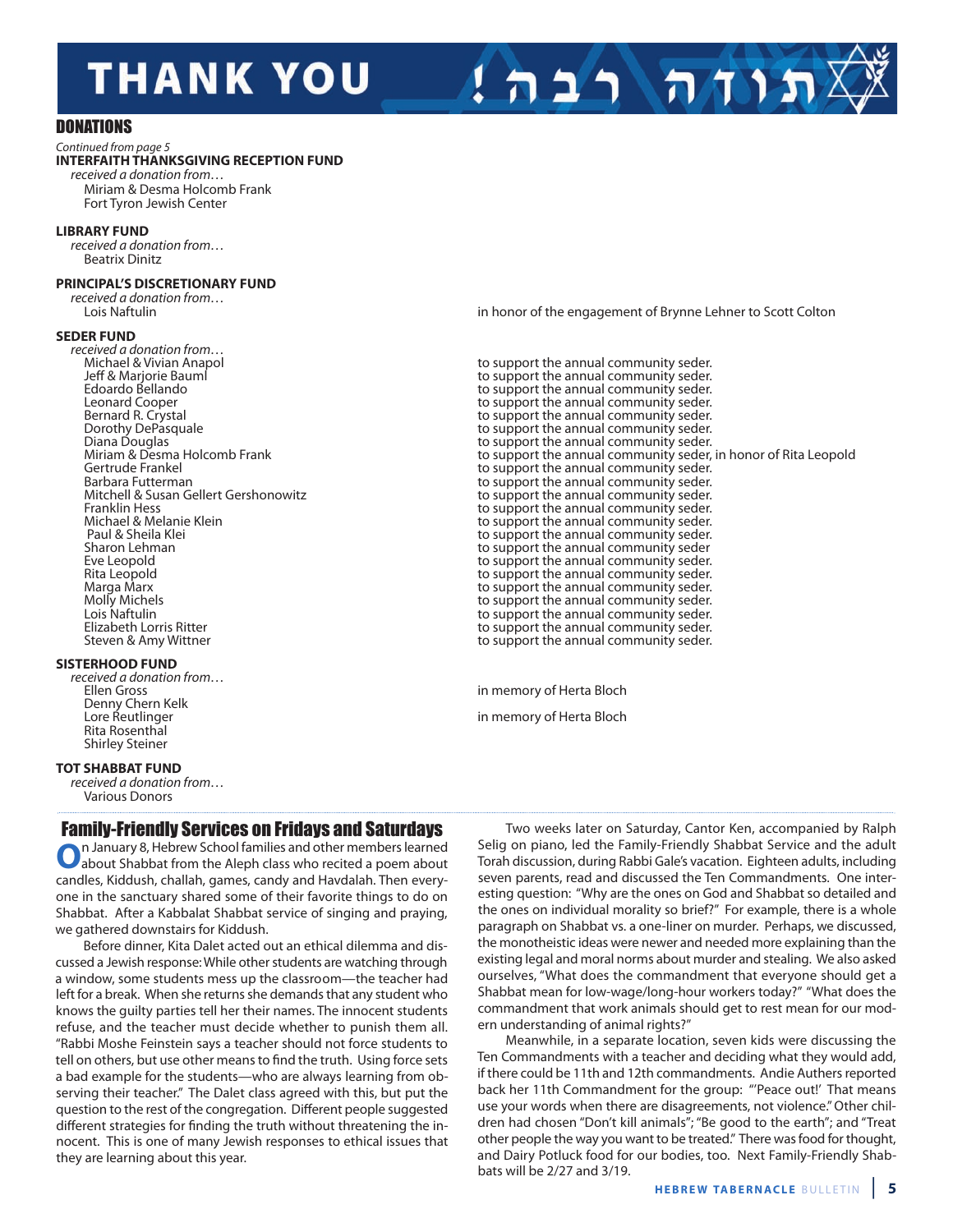// THANK YOU !תודה רבה

## DONATIONS

*Continued from page 5*

**INTERFAITH THANKSGIVING RECEPTION FUND**

*received a donation from…*

Miriam & Desma Holcomb Frank
Fort Tyron Jewish Center

**LIBRARY FUND**

*received a donation from…*

Beatrix Dinitz

**PRINCIPAL'S DISCRETIONARY FUND**

*received a donation from…*

Lois Naftulin — in honor of the engagement of Brynne Lehner to Scott Colton

**SEDER FUND**

*received a donation from…*

Michael & Vivian Anapol — to support the annual community seder.
Jeff & Marjorie Bauml — to support the annual community seder.
Edoardo Bellando — to support the annual community seder.
Leonard Cooper — to support the annual community seder.
Bernard R. Crystal — to support the annual community seder.
Dorothy DePasquale — to support the annual community seder.
Diana Douglas — to support the annual community seder.
Miriam & Desma Holcomb Frank — to support the annual community seder, in honor of Rita Leopold
Gertrude Frankel — to support the annual community seder.
Barbara Futterman — to support the annual community seder.
Mitchell & Susan Gellert Gershonowitz — to support the annual community seder.
Franklin Hess — to support the annual community seder.
Michael & Melanie Klein — to support the annual community seder.
Paul & Sheila Klei — to support the annual community seder.
Sharon Lehman — to support the annual community seder
Eve Leopold — to support the annual community seder.
Rita Leopold — to support the annual community seder.
Marga Marx — to support the annual community seder.
Molly Michels — to support the annual community seder.
Lois Naftulin — to support the annual community seder.
Elizabeth Lorris Ritter — to support the annual community seder.
Steven & Amy Wittner — to support the annual community seder.

**SISTERHOOD FUND**

*received a donation from…*

Ellen Gross — in memory of Herta Bloch
Denny Chern Kelk
Lore Reutlinger — in memory of Herta Bloch
Rita Rosenthal
Shirley Steiner

**TOT SHABBAT FUND**

*received a donation from…*

Various Donors

## Family-Friendly Services on Fridays and Saturdays

On January 8, Hebrew School families and other members learned about Shabbat from the Aleph class who recited a poem about candles, Kiddush, challah, games, candy and Havdalah. Then everyone in the sanctuary shared some of their favorite things to do on Shabbat. After a Kabbalat Shabbat service of singing and praying, we gathered downstairs for Kiddush.

Before dinner, Kita Dalet acted out an ethical dilemma and discussed a Jewish response: While other students are watching through a window, some students mess up the classroom—the teacher had left for a break. When she returns she demands that any student who knows the guilty parties tell her their names. The innocent students refuse, and the teacher must decide whether to punish them all. "Rabbi Moshe Feinstein says a teacher should not force students to tell on others, but use other means to find the truth. Using force sets a bad example for the students—who are always learning from observing their teacher." The Dalet class agreed with this, but put the question to the rest of the congregation. Different people suggested different strategies for finding the truth without threatening the innocent. This is one of many Jewish responses to ethical issues that they are learning about this year.

Two weeks later on Saturday, Cantor Ken, accompanied by Ralph Selig on piano, led the Family-Friendly Shabbat Service and the adult Torah discussion, during Rabbi Gale's vacation. Eighteen adults, including seven parents, read and discussed the Ten Commandments. One interesting question: "Why are the ones on God and Shabbat so detailed and the ones on individual morality so brief?" For example, there is a whole paragraph on Shabbat vs. a one-liner on murder. Perhaps, we discussed, the monotheistic ideas were newer and needed more explaining than the existing legal and moral norms about murder and stealing. We also asked ourselves, "What does the commandment that everyone should get a Shabbat mean for low-wage/long-hour workers today?" "What does the commandment that work animals should get to rest mean for our modern understanding of animal rights?"

Meanwhile, in a separate location, seven kids were discussing the Ten Commandments with a teacher and deciding what they would add, if there could be 11th and 12th commandments. Andie Authers reported back her 11th Commandment for the group: "'Peace out!' That means use your words when there are disagreements, not violence." Other children had chosen "Don't kill animals"; "Be good to the earth"; and "Treat other people the way you want to be treated." There was food for thought, and Dairy Potluck food for our bodies, too. Next Family-Friendly Shabbats will be 2/27 and 3/19.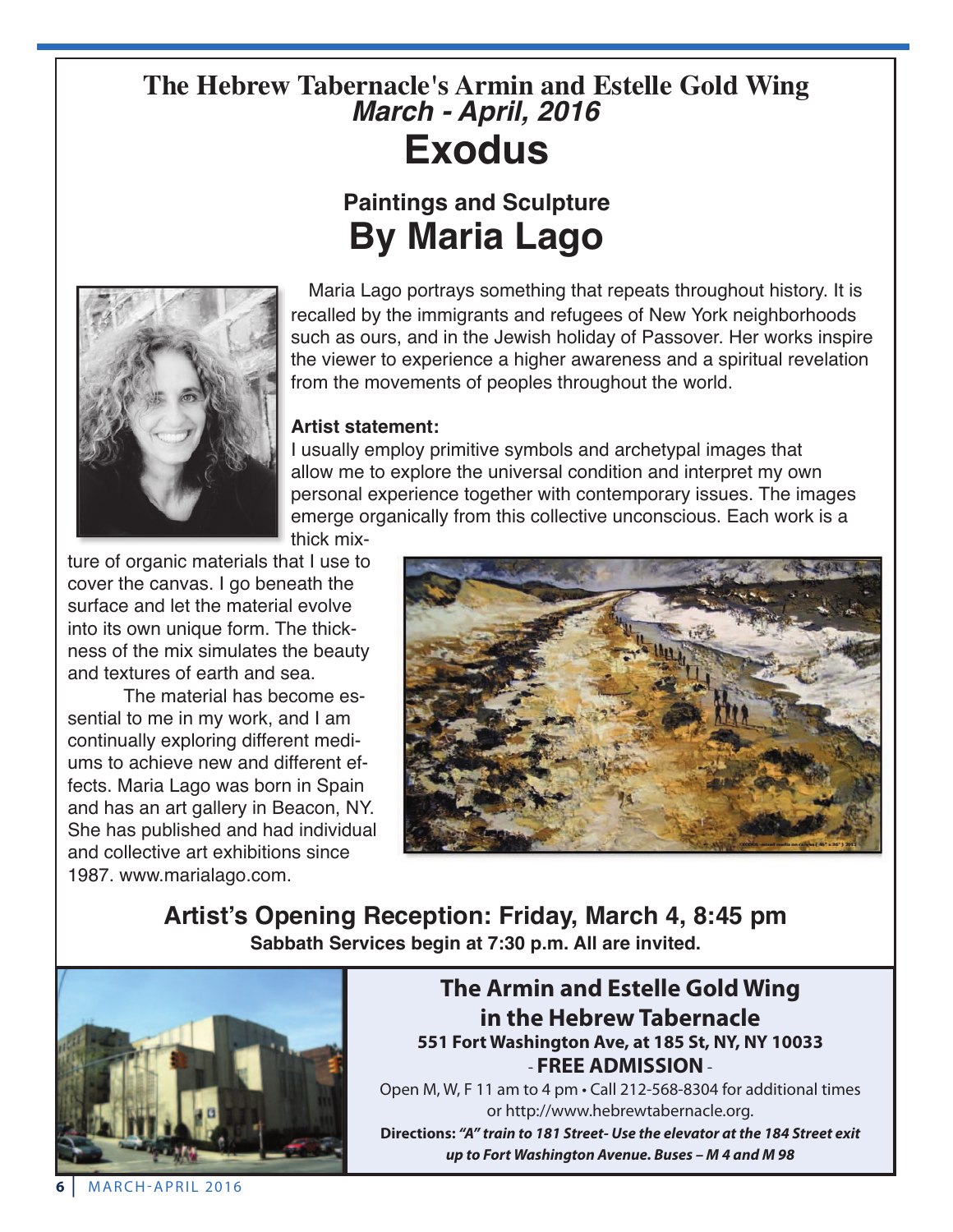# The Hebrew Tabernacle's Armin and Estelle Gold Wing

***March - April, 2016***

# Exodus

## Paintings and Sculpture

# By Maria Lago

Maria Lago portrays something that repeats throughout history. It is recalled by the immigrants and refugees of New York neighborhoods such as ours, and in the Jewish holiday of Passover. Her works inspire the viewer to experience a higher awareness and a spiritual revelation from the movements of peoples throughout the world.

**Artist statement:**

I usually employ primitive symbols and archetypal images that allow me to explore the universal condition and interpret my own personal experience together with contemporary issues. The images emerge organically from this collective unconscious. Each work is a thick mixture of organic materials that I use to cover the canvas. I go beneath the surface and let the material evolve into its own unique form. The thickness of the mix simulates the beauty and textures of earth and sea.

The material has become essential to me in my work, and I am continually exploring different mediums to achieve new and different effects. Maria Lago was born in Spain and has an art gallery in Beacon, NY. She has published and had individual and collective art exhibitions since 1987. www.marialago.com.

**Artist's Opening Reception: Friday, March 4, 8:45 pm**

**Sabbath Services begin at 7:30 p.m. All are invited.**

## The Armin and Estelle Gold Wing in the Hebrew Tabernacle

**551 Fort Washington Ave, at 185 St, NY, NY 10033**

\- **FREE ADMISSION** -

Open M, W, F 11 am to 4 pm • Call 212-568-8304 for additional times or http://www.hebrewtabernacle.org.

**Directions:** ***"A" train to 181 Street- Use the elevator at the 184 Street exit up to Fort Washington Avenue. Buses – M 4 and M 98***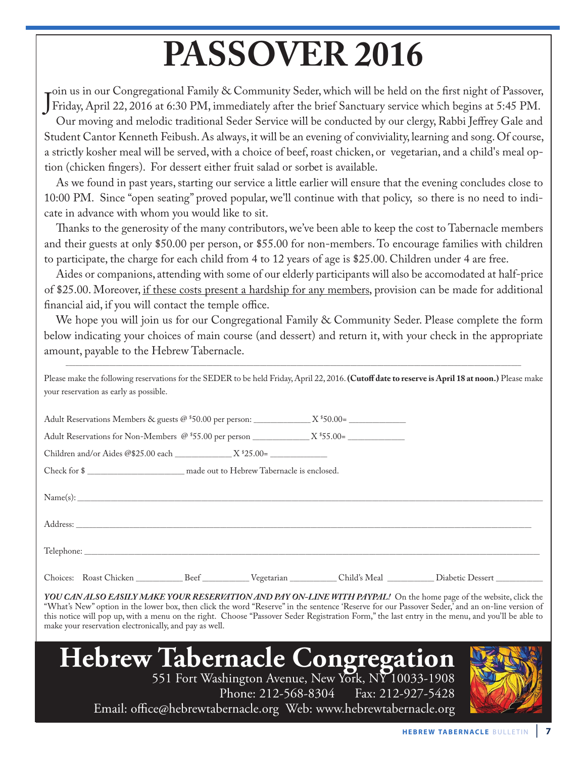# PASSOVER 2016

Join us in our Congregational Family & Community Seder, which will be held on the first night of Passover, Friday, April 22, 2016 at 6:30 PM, immediately after the brief Sanctuary service which begins at 5:45 PM.

Our moving and melodic traditional Seder Service will be conducted by our clergy, Rabbi Jeffrey Gale and Student Cantor Kenneth Feibush. As always, it will be an evening of conviviality, learning and song. Of course, a strictly kosher meal will be served, with a choice of beef, roast chicken, or vegetarian, and a child's meal option (chicken fingers). For dessert either fruit salad or sorbet is available.

As we found in past years, starting our service a little earlier will ensure that the evening concludes close to 10:00 PM. Since "open seating" proved popular, we'll continue with that policy, so there is no need to indicate in advance with whom you would like to sit.

Thanks to the generosity of the many contributors, we've been able to keep the cost to Tabernacle members and their guests at only $50.00 per person, or $55.00 for non-members. To encourage families with children to participate, the charge for each child from 4 to 12 years of age is $25.00. Children under 4 are free.

Aides or companions, attending with some of our elderly participants will also be accomodated at half-price of $25.00. Moreover, <u>if these costs present a hardship for any members</u>, provision can be made for additional financial aid, if you will contact the temple office.

We hope you will join us for our Congregational Family & Community Seder. Please complete the form below indicating your choices of main course (and dessert) and return it, with your check in the appropriate amount, payable to the Hebrew Tabernacle.

---

Please make the following reservations for the SEDER to be held Friday, April 22, 2016. **(Cutoff date to reserve is April 18 at noon.)** Please make your reservation as early as possible.

Adult Reservations Members & guests @ $50.00 per person: ____________ X $50.00= ____________

Adult Reservations for Non-Members @ $55.00 per person ____________ X $55.00= ____________

Children and/or Aides @$25.00 each ____________ X $25.00= ____________

Check for $ ____________________ made out to Hebrew Tabernacle is enclosed.

Name(s): ____________________________________________

Address: ____________________________________________

Telephone: ____________________________________________

Choices: Roast Chicken __________ Beef __________ Vegetarian __________ Child's Meal __________ Diabetic Dessert __________

***YOU CAN ALSO EASILY MAKE YOUR RESERVATION AND PAY ON-LINE WITH PAYPAL!*** On the home page of the website, click the "What's New" option in the lower box, then click the word "Reserve" in the sentence 'Reserve for our Passover Seder,' and an on-line version of this notice will pop up, with a menu on the right. Choose "Passover Seder Registration Form," the last entry in the menu, and you'll be able to make your reservation electronically, and pay as well.

## Hebrew Tabernacle Congregation

551 Fort Washington Avenue, New York, NY 10033-1908

Phone: 212-568-8304 Fax: 212-927-5428

Email: office@hebrewtabernacle.org Web: www.hebrewtabernacle.org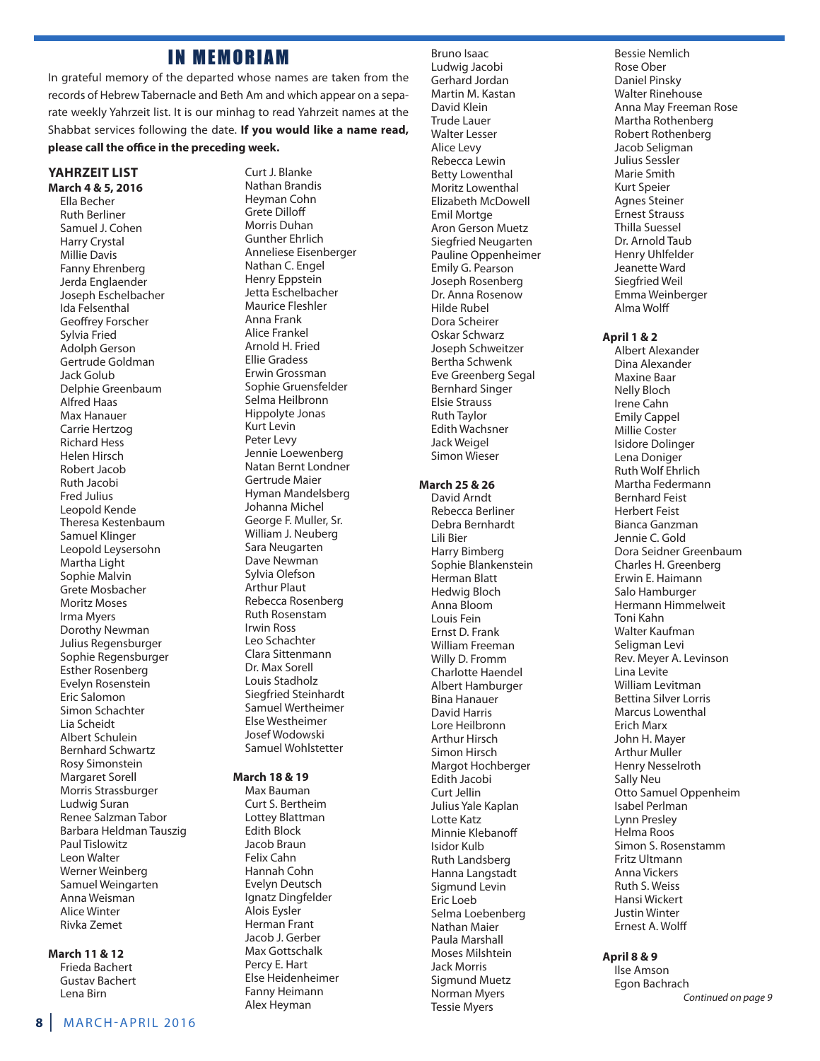# IN MEMORIAM

In grateful memory of the departed whose names are taken from the records of Hebrew Tabernacle and Beth Am and which appear on a separate weekly Yahrzeit list. It is our minhag to read Yahrzeit names at the Shabbat services following the date. **If you would like a name read, please call the office in the preceding week.**

### YAHRZEIT LIST

**March 4 & 5, 2016**

Ella Becher
Ruth Berliner
Samuel J. Cohen
Harry Crystal
Millie Davis
Fanny Ehrenberg
Jerda Englaender
Joseph Eschelbacher
Ida Felsenthal
Geoffrey Forscher
Sylvia Fried
Adolph Gerson
Gertrude Goldman
Jack Golub
Delphie Greenbaum
Alfred Haas
Max Hanauer
Carrie Hertzog
Richard Hess
Helen Hirsch
Robert Jacob
Ruth Jacobi
Fred Julius
Leopold Kende
Theresa Kestenbaum
Samuel Klinger
Leopold Leysersohn
Martha Light
Sophie Malvin
Grete Mosbacher
Moritz Moses
Irma Myers
Dorothy Newman
Julius Regensburger
Sophie Regensburger
Esther Rosenberg
Evelyn Rosenstein
Eric Salomon
Simon Schachter
Lia Scheidt
Albert Schulein
Bernhard Schwartz
Rosy Simonstein
Margaret Sorell
Morris Strassburger
Ludwig Suran
Renee Salzman Tabor
Barbara Heldman Tauszig
Paul Tislowitz
Leon Walter
Werner Weinberg
Samuel Weingarten
Anna Weisman
Alice Winter
Rivka Zemet

**March 11 & 12**

Frieda Bachert
Gustav Bachert
Lena Birn
Curt J. Blanke
Nathan Brandis
Heyman Cohn
Grete Dilloff
Morris Duhan
Gunther Ehrlich
Anneliese Eisenberger
Nathan C. Engel
Henry Eppstein
Jetta Eschelbacher
Maurice Fleshler
Anna Frank
Alice Frankel
Arnold H. Fried
Ellie Gradess
Erwin Grossman
Sophie Gruensfelder
Selma Heilbronn
Hippolyte Jonas
Kurt Levin
Peter Levy
Jennie Loewenberg
Natan Bernt Londner
Gertrude Maier
Hyman Mandelsberg
Johanna Michel
George F. Muller, Sr.
William J. Neuberg
Sara Neugarten
Dave Newman
Sylvia Olefson
Arthur Plaut
Rebecca Rosenberg
Ruth Rosenstam
Irwin Ross
Leo Schachter
Clara Sittenmann
Dr. Max Sorell
Louis Stadholz
Siegfried Steinhardt
Samuel Wertheimer
Else Westheimer
Josef Wodowski
Samuel Wohlstetter

**March 18 & 19**

Max Bauman
Curt S. Bertheim
Lottey Blattman
Edith Block
Jacob Braun
Felix Cahn
Hannah Cohn
Evelyn Deutsch
Ignatz Dingfelder
Alois Eysler
Herman Frant
Jacob J. Gerber
Max Gottschalk
Percy E. Hart
Else Heidenheimer
Fanny Heimann
Alex Heyman
Bruno Isaac
Ludwig Jacobi
Gerhard Jordan
Martin M. Kastan
David Klein
Trude Lauer
Walter Lesser
Alice Levy
Rebecca Lewin
Betty Lowenthal
Moritz Lowenthal
Elizabeth McDowell
Emil Mortge
Aron Gerson Muetz
Siegfried Neugarten
Pauline Oppenheimer
Emily G. Pearson
Joseph Rosenberg
Dr. Anna Rosenow
Hilde Rubel
Dora Scheirer
Oskar Schwarz
Joseph Schweitzer
Bertha Schwenk
Eve Greenberg Segal
Bernhard Singer
Elsie Strauss
Ruth Taylor
Edith Wachsner
Jack Weigel
Simon Wieser

**March 25 & 26**

David Arndt
Rebecca Berliner
Debra Bernhardt
Lili Bier
Harry Bimberg
Sophie Blankenstein
Herman Blatt
Hedwig Bloch
Anna Bloom
Louis Fein
Ernst D. Frank
William Freeman
Willy D. Fromm
Charlotte Haendel
Albert Hamburger
Bina Hanauer
David Harris
Lore Heilbronn
Arthur Hirsch
Simon Hirsch
Margot Hochberger
Edith Jacobi
Curt Jellin
Julius Yale Kaplan
Lotte Katz
Minnie Klebanoff
Isidor Kulb
Ruth Landsberg
Hanna Langstadt
Sigmund Levin
Eric Loeb
Selma Loebenberg
Nathan Maier
Paula Marshall
Moses Milshtein
Jack Morris
Sigmund Muetz
Norman Myers
Tessie Myers
Bessie Nemlich
Rose Ober
Daniel Pinsky
Walter Rinehouse
Anna May Freeman Rose
Martha Rothenberg
Robert Rothenberg
Jacob Seligman
Julius Sessler
Marie Smith
Kurt Speier
Agnes Steiner
Ernest Strauss
Thilla Suessel
Dr. Arnold Taub
Henry Uhlfelder
Jeanette Ward
Siegfried Weil
Emma Weinberger
Alma Wolff

**April 1 & 2**

Albert Alexander
Dina Alexander
Maxine Baar
Nelly Bloch
Irene Cahn
Emily Cappel
Millie Coster
Isidore Dolinger
Lena Doniger
Ruth Wolf Ehrlich
Martha Federmann
Bernhard Feist
Herbert Feist
Bianca Ganzman
Jennie C. Gold
Dora Seidner Greenbaum
Charles H. Greenberg
Erwin E. Haimann
Salo Hamburger
Hermann Himmelweit
Toni Kahn
Walter Kaufman
Seligman Levi
Rev. Meyer A. Levinson
Lina Levite
William Levitman
Bettina Silver Lorris
Marcus Lowenthal
Erich Marx
John H. Mayer
Arthur Muller
Henry Nesselroth
Sally Neu
Otto Samuel Oppenheim
Isabel Perlman
Lynn Presley
Helma Roos
Simon S. Rosenstamm
Fritz Ultmann
Anna Vickers
Ruth S. Weiss
Hansi Wickert
Justin Winter
Ernest A. Wolff

**April 8 & 9**

Ilse Amson
Egon Bachrach

*Continued on page 9*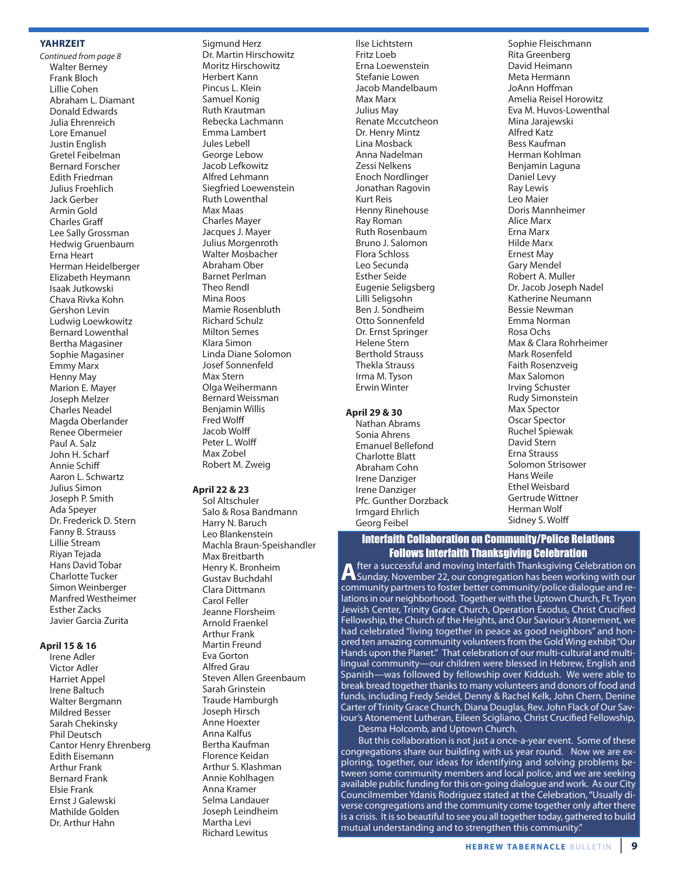## YAHRZEIT

*Continued from page 8*

Walter Berney
Frank Bloch
Lillie Cohen
Abraham L. Diamant
Donald Edwards
Julia Ehrenreich
Lore Emanuel
Justin English
Gretel Feibelman
Bernard Forscher
Edith Friedman
Julius Froehlich
Jack Gerber
Armin Gold
Charles Graff
Lee Sally Grossman
Hedwig Gruenbaum
Erna Heart
Herman Heidelberger
Elizabeth Heymann
Isaak Jutkowski
Chava Rivka Kohn
Gershon Levin
Ludwig Loewkowitz
Bernard Lowenthal
Bertha Magasiner
Sophie Magasiner
Emmy Marx
Henny May
Marion E. Mayer
Joseph Melzer
Charles Neadel
Magda Oberlander
Renee Obermeier
Paul A. Salz
John H. Scharf
Annie Schiff
Aaron L. Schwartz
Julius Simon
Joseph P. Smith
Ada Speyer
Dr. Frederick D. Stern
Fanny B. Strauss
Lillie Stream
Riyan Tejada
Hans David Tobar
Charlotte Tucker
Simon Weinberger
Manfred Westheimer
Esther Zacks
Javier Garcia Zurita

### April 15 & 16

Irene Adler
Victor Adler
Harriet Appel
Irene Baltuch
Walter Bergmann
Mildred Besser
Sarah Chekinsky
Phil Deutsch
Cantor Henry Ehrenberg
Edith Eisemann
Arthur Frank
Bernard Frank
Elsie Frank
Ernst J Galewski
Mathilde Golden
Dr. Arthur Hahn
Sigmund Herz
Dr. Martin Hirschowitz
Moritz Hirschowitz
Herbert Kann
Pincus L. Klein
Samuel Konig
Ruth Krautman
Rebecka Lachmann
Emma Lambert
Jules Lebell
George Lebow
Jacob Lefkowitz
Alfred Lehmann
Siegfried Loewenstein
Ruth Lowenthal
Max Maas
Charles Mayer
Jacques J. Mayer
Julius Morgenroth
Walter Mosbacher
Abraham Ober
Barnet Perlman
Theo Rendl
Mina Roos
Mamie Rosenbluth
Richard Schulz
Milton Semes
Klara Simon
Linda Diane Solomon
Josef Sonnenfeld
Max Stern
Olga Weihermann
Bernard Weissman
Benjamin Willis
Fred Wolff
Jacob Wolff
Peter L. Wolff
Max Zobel
Robert M. Zweig

### April 22 & 23

Sol Altschuler
Salo & Rosa Bandmann
Harry N. Baruch
Leo Blankenstein
Machla Braun-Speishandler
Max Breitbarth
Henry K. Bronheim
Gustav Buchdahl
Clara Dittmann
Carol Feller
Jeanne Florsheim
Arnold Fraenkel
Arthur Frank
Martin Freund
Eva Gorton
Alfred Grau
Steven Allen Greenbaum
Sarah Grinstein
Traude Hamburgh
Joseph Hirsch
Anne Hoexter
Anna Kalfus
Bertha Kaufman
Florence Keidan
Arthur S. Klashman
Annie Kohlhagen
Anna Kramer
Selma Landauer
Joseph Leindheim
Martha Levi
Richard Lewitus
Ilse Lichtstern
Fritz Loeb
Erna Loewenstein
Stefanie Lowen
Jacob Mandelbaum
Max Marx
Julius May
Renate Mccutcheon
Dr. Henry Mintz
Lina Mosback
Anna Nadelman
Zessi Nelkens
Enoch Nordlinger
Jonathan Ragovin
Kurt Reis
Henny Rinehouse
Ray Roman
Ruth Rosenbaum
Bruno J. Salomon
Flora Schloss
Leo Secunda
Esther Seide
Eugenie Seligsberg
Lilli Seligsohn
Ben J. Sondheim
Otto Sonnenfeld
Dr. Ernst Springer
Helene Stern
Berthold Strauss
Thekla Strauss
Irma M. Tyson
Erwin Winter

### April 29 & 30

Nathan Abrams
Sonia Ahrens
Emanuel Bellefond
Charlotte Blatt
Abraham Cohn
Irene Danziger
Irene Danziger
Pfc. Gunther Dorzback
Irmgard Ehrlich
Georg Feibel
Sophie Fleischmann
Rita Greenberg
David Heimann
Meta Hermann
JoAnn Hoffman
Amelia Reisel Horowitz
Eva M. Huvos-Lowenthal
Mina Jarajewski
Alfred Katz
Bess Kaufman
Herman Kohlman
Benjamin Laguna
Daniel Levy
Ray Lewis
Leo Maier
Doris Mannheimer
Alice Marx
Erna Marx
Hilde Marx
Ernest May
Gary Mendel
Robert A. Muller
Dr. Jacob Joseph Nadel
Katherine Neumann
Bessie Newman
Emma Norman
Rosa Ochs
Max & Clara Rohrheimer
Mark Rosenfeld
Faith Rosenzveig
Max Salomon
Irving Schuster
Rudy Simonstein
Max Spector
Oscar Spector
Ruchel Spiewak
David Stern
Erna Strauss
Solomon Strisower
Hans Weile
Ethel Weisbard
Gertrude Wittner
Herman Wolf
Sidney S. Wolff

## Interfaith Collaboration on Community/Police Relations Follows Interfaith Thanksgiving Celebration

After a successful and moving Interfaith Thanksgiving Celebration on Sunday, November 22, our congregation has been working with our community partners to foster better community/police dialogue and relations in our neighborhood. Together with the Uptown Church, Ft. Tryon Jewish Center, Trinity Grace Church, Operation Exodus, Christ Crucified Fellowship, the Church of the Heights, and Our Saviour's Atonement, we had celebrated "living together in peace as good neighbors" and honored ten amazing community volunteers from the Gold Wing exhibit "Our Hands upon the Planet." That celebration of our multi-cultural and multilingual community—our children were blessed in Hebrew, English and Spanish—was followed by fellowship over Kiddush. We were able to break bread together thanks to many volunteers and donors of food and funds, including Fredy Seidel, Denny & Rachel Kelk, John Chern, Denine Carter of Trinity Grace Church, Diana Douglas, Rev. John Flack of Our Saviour's Atonement Lutheran, Eileen Scigliano, Christ Crucified Fellowship, Desma Holcomb, and Uptown Church.

But this collaboration is not just a once-a-year event. Some of these congregations share our building with us year round. Now we are exploring, together, our ideas for identifying and solving problems between some community members and local police, and we are seeking available public funding for this on-going dialogue and work. As our City Councilmember Ydanis Rodriguez stated at the Celebration, "Usually diverse congregations and the community come together only after there is a crisis. It is so beautiful to see you all together today, gathered to build mutual understanding and to strengthen this community."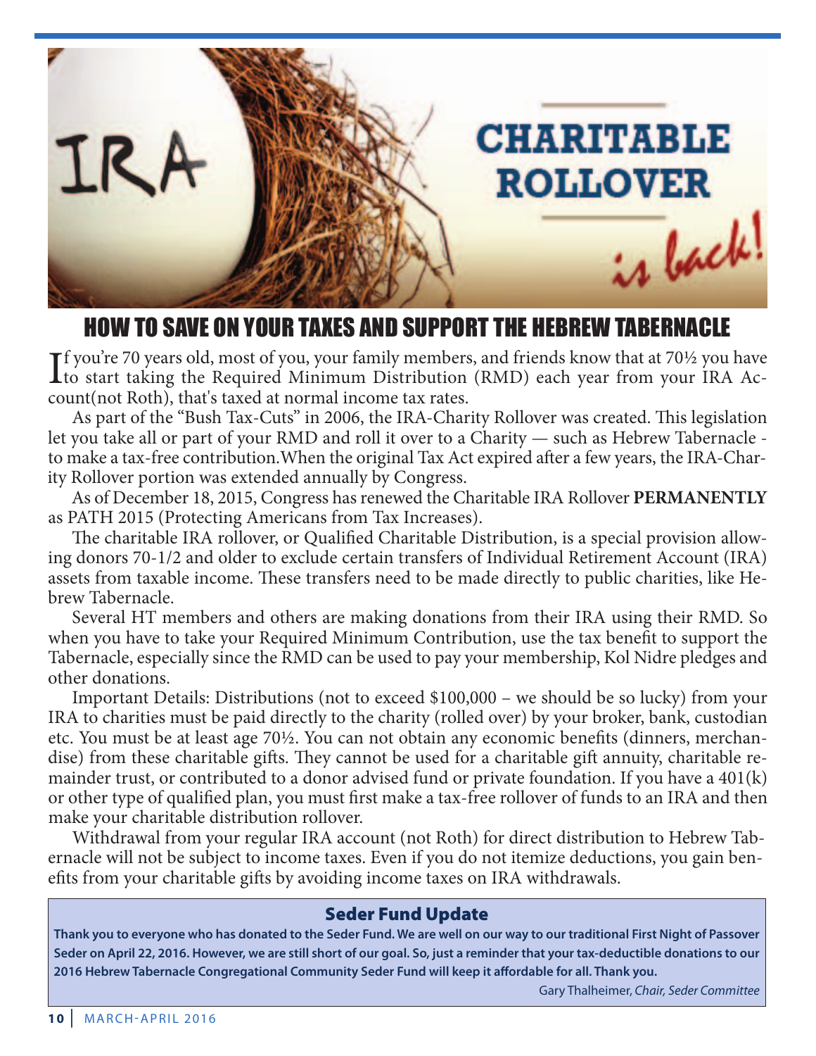# IRA CHARITABLE ROLLOVER is back!

## HOW TO SAVE ON YOUR TAXES AND SUPPORT THE HEBREW TABERNACLE

If you're 70 years old, most of you, your family members, and friends know that at 70½ you have to start taking the Required Minimum Distribution (RMD) each year from your IRA Account(not Roth), that's taxed at normal income tax rates.

As part of the "Bush Tax-Cuts" in 2006, the IRA-Charity Rollover was created. This legislation let you take all or part of your RMD and roll it over to a Charity — such as Hebrew Tabernacle - to make a tax-free contribution.When the original Tax Act expired after a few years, the IRA-Charity Rollover portion was extended annually by Congress.

As of December 18, 2015, Congress has renewed the Charitable IRA Rollover **PERMANENTLY** as PATH 2015 (Protecting Americans from Tax Increases).

The charitable IRA rollover, or Qualified Charitable Distribution, is a special provision allowing donors 70-1/2 and older to exclude certain transfers of Individual Retirement Account (IRA) assets from taxable income. These transfers need to be made directly to public charities, like Hebrew Tabernacle.

Several HT members and others are making donations from their IRA using their RMD. So when you have to take your Required Minimum Contribution, use the tax benefit to support the Tabernacle, especially since the RMD can be used to pay your membership, Kol Nidre pledges and other donations.

Important Details: Distributions (not to exceed $100,000 – we should be so lucky) from your IRA to charities must be paid directly to the charity (rolled over) by your broker, bank, custodian etc. You must be at least age 70½. You can not obtain any economic benefits (dinners, merchandise) from these charitable gifts. They cannot be used for a charitable gift annuity, charitable remainder trust, or contributed to a donor advised fund or private foundation. If you have a 401(k) or other type of qualified plan, you must first make a tax-free rollover of funds to an IRA and then make your charitable distribution rollover.

Withdrawal from your regular IRA account (not Roth) for direct distribution to Hebrew Tabernacle will not be subject to income taxes. Even if you do not itemize deductions, you gain benefits from your charitable gifts by avoiding income taxes on IRA withdrawals.

### Seder Fund Update

**Thank you to everyone who has donated to the Seder Fund. We are well on our way to our traditional First Night of Passover Seder on April 22, 2016. However, we are still short of our goal. So, just a reminder that your tax-deductible donations to our 2016 Hebrew Tabernacle Congregational Community Seder Fund will keep it affordable for all. Thank you.**

Gary Thalheimer, *Chair, Seder Committee*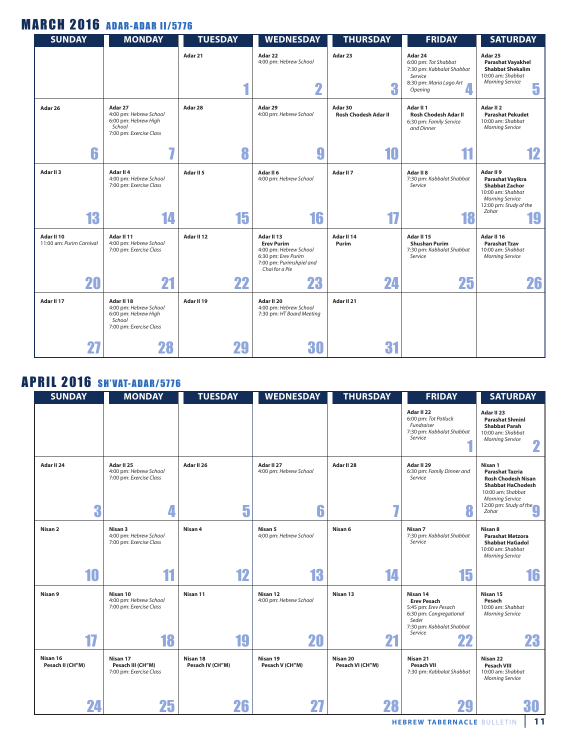# MARCH 2016 ADAR-ADAR II/5776

| SUNDAY | MONDAY | TUESDAY | WEDNESDAY | THURSDAY | FRIDAY | SATURDAY |
|---|---|---|---|---|---|---|
| | | **Adar 21** 1 | **Adar 22** 4:00 pm: *Hebrew School* 2 | **Adar 23** 3 | **Adar 24** 6:00 pm: *Tot Shabbat* 7:30 pm: *Kabbalat Shabbat Service* 8:30 pm: *Maria Lago Art Opening* 4 | **Adar 25** **Parashat Vayakhel** **Shabbat Shekalim** 10:00 am: *Shabbat Morning Service* 5 |
| **Adar 26** 6 | **Adar 27** 4:00 pm: *Hebrew School* 6:00 pm: *Hebrew High School* 7:00 pm: *Exercise Class* 7 | **Adar 28** 8 | **Adar 29** 4:00 pm: *Hebrew School* 9 | **Adar 30** **Rosh Chodesh Adar II** 10 | **Adar II 1** **Rosh Chodesh Adar II** 6:30 pm: *Family Service and Dinner* 11 | **Adar II 2** **Parashat Pekudet** 10:00 am: *Shabbat Morning Service* 12 |
| **Adar II 3** 13 | **Adar II 4** 4:00 pm: *Hebrew School* 7:00 pm: *Exercise Class* 14 | **Adar II 5** 15 | **Adar II 6** 4:00 pm: *Hebrew School* 16 | **Adar II 7** 17 | **Adar II 8** 7:30 pm: *Kabbalat Shabbat Service* 18 | **Adar II 9** **Parashat Vayikra** **Shabbat Zachor** 10:00 am: *Shabbat Morning Service* 12:00 pm: *Study of the Zohar* 19 |
| **Adar II 10** 11:00 am: *Purim Carnival* 20 | **Adar II 11** 4:00 pm: *Hebrew School* 7:00 pm: *Exercise Class* 21 | **Adar II 12** 22 | **Adar II 13** **Erev Purim** 4:00 pm: *Hebrew School* 6:30 pm: *Erev Purim* 7:00 pm: *Purimshpiel and Chai for a Pie* 23 | **Adar II 14** **Purim** 24 | **Adar II 15** **Shushan Purim** 7:30 pm: *Kabbalat Shabbat Service* 25 | **Adar II 16** **Parashat Tzav** 10:00 am: *Shabbat Morning Service* 26 |
| **Adar II 17** 27 | **Adar II 18** 4:00 pm: *Hebrew School* 6:00 pm: *Hebrew High School* 7:00 pm: *Exercise Class* 28 | **Adar II 19** 29 | **Adar II 20** 4:00 pm: *Hebrew School* 7:30 pm: *HT Board Meeting* 30 | **Adar II 21** 31 | | |

# APRIL 2016 SH'VAT-ADAR/5776

| SUNDAY | MONDAY | TUESDAY | WEDNESDAY | THURSDAY | FRIDAY | SATURDAY |
|---|---|---|---|---|---|---|
| | | | | | **Adar II 22** 6:00 pm: *Tot Potluck Fundraiser* 7:30 pm: *Kabbalat Shabbat Service* 1 | **Adar II 23** **Parashat Shminl** **Shabbat Parah** 10:00 am: *Shabbat Morning Service* 2 |
| **Adar II 24** 3 | **Adar II 25** 4:00 pm: *Hebrew School* 7:00 pm: *Exercise Class* 4 | **Adar II 26** 5 | **Adar II 27** 4:00 pm: *Hebrew School* 6 | **Adar II 28** 7 | **Adar II 29** 6:30 pm: *Family Dinner and Service* 8 | **Nisan 1** **Parashat Tazria** **Rosh Chodesh Nisan** **Shabbat HaChodesh** 10:00 am: *Shabbat Morning Service* 12:00 pm: *Study of the Zohar* 9 |
| **Nisan 2** 10 | **Nisan 3** 4:00 pm: *Hebrew School* 7:00 pm: *Exercise Class* 11 | **Nisan 4** 12 | **Nisan 5** 4:00 pm: *Hebrew School* 13 | **Nisan 6** 14 | **Nisan 7** 7:30 pm: *Kabbalat Shabbat Service* 15 | **Nisan 8** **Parashat Metzora** **Shabbat HaGadol** 10:00 am: *Shabbat Morning Service* 16 |
| **Nisan 9** 17 | **Nisan 10** 4:00 pm: *Hebrew School* 7:00 pm: *Exercise Class* 18 | **Nisan 11** 19 | **Nisan 12** 4:00 pm: *Hebrew School* 20 | **Nisan 13** 21 | **Nisan 14** **Erev Pesach** 5:45 pm: *Erev Pesach* 6:30 pm: *Congregational Seder* 7:30 pm: *Kabbalat Shabbat Service* 22 | **Nisan 15** **Pesach** 10:00 am: *Shabbat Morning Service* 23 |
| **Nisan 16** **Pesach II (CH"M)** 24 | **Nisan 17** **Pesach III (CH"M)** 7:00 pm: *Exercise Class* 25 | **Nisan 18** **Pesach IV (CH"M)** 26 | **Nisan 19** **Pesach V (CH"M)** 27 | **Nisan 20** **Pesach VI (CH"M)** 28 | **Nisan 21** **Pesach VII** 7:30 pm: *Kabbalat Shabbat* 29 | **Nisan 22** **Pesach VIII** 10:00 am: *Shabbat Morning Service* 30 |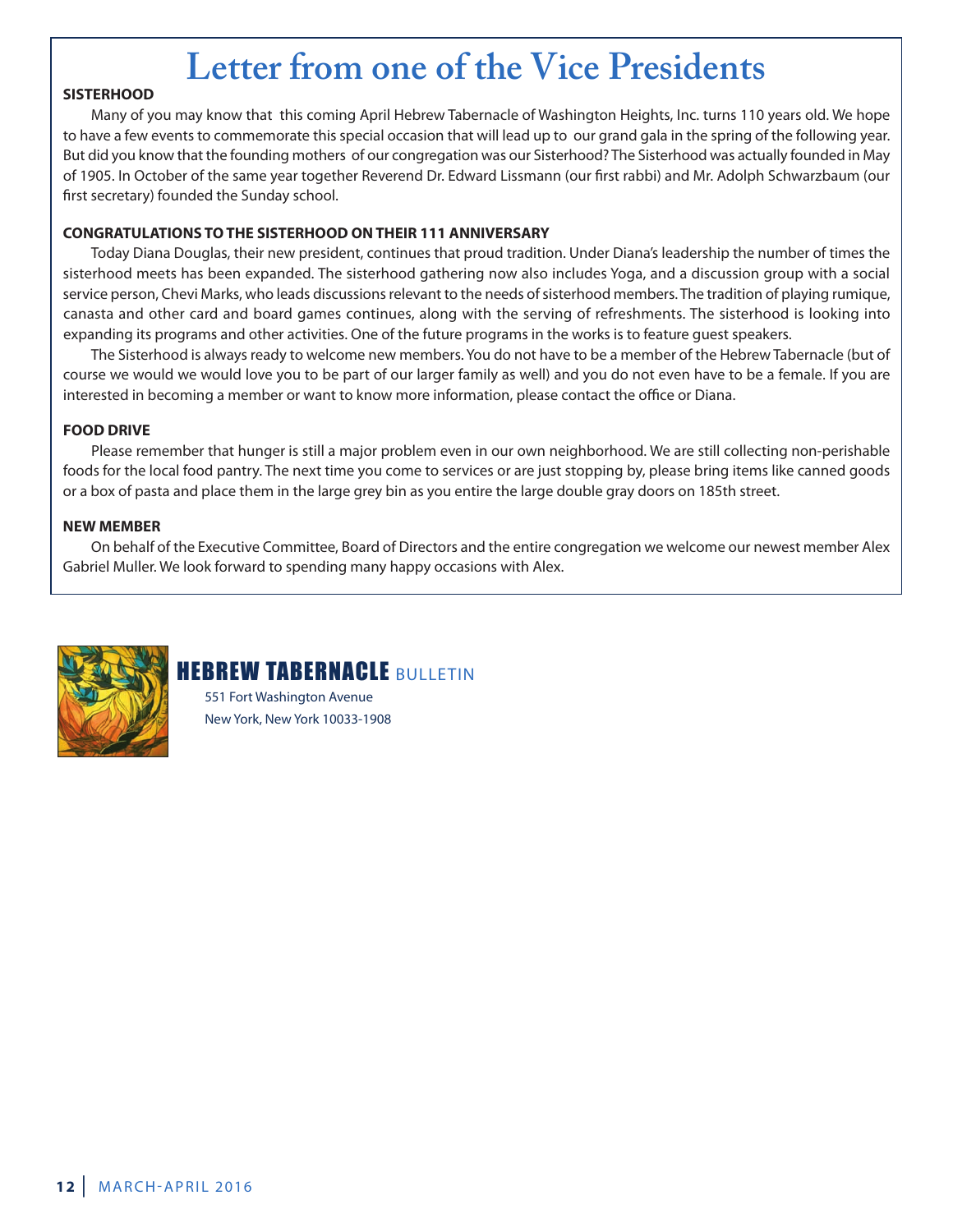# Letter from one of the Vice Presidents

**SISTERHOOD**

Many of you may know that this coming April Hebrew Tabernacle of Washington Heights, Inc. turns 110 years old. We hope to have a few events to commemorate this special occasion that will lead up to our grand gala in the spring of the following year. But did you know that the founding mothers of our congregation was our Sisterhood? The Sisterhood was actually founded in May of 1905. In October of the same year together Reverend Dr. Edward Lissmann (our first rabbi) and Mr. Adolph Schwarzbaum (our first secretary) founded the Sunday school.

**CONGRATULATIONS TO THE SISTERHOOD ON THEIR 111 ANNIVERSARY**

Today Diana Douglas, their new president, continues that proud tradition. Under Diana's leadership the number of times the sisterhood meets has been expanded. The sisterhood gathering now also includes Yoga, and a discussion group with a social service person, Chevi Marks, who leads discussions relevant to the needs of sisterhood members. The tradition of playing rumique, canasta and other card and board games continues, along with the serving of refreshments. The sisterhood is looking into expanding its programs and other activities. One of the future programs in the works is to feature guest speakers.

The Sisterhood is always ready to welcome new members. You do not have to be a member of the Hebrew Tabernacle (but of course we would we would love you to be part of our larger family as well) and you do not even have to be a female. If you are interested in becoming a member or want to know more information, please contact the office or Diana.

**FOOD DRIVE**

Please remember that hunger is still a major problem even in our own neighborhood. We are still collecting non-perishable foods for the local food pantry. The next time you come to services or are just stopping by, please bring items like canned goods or a box of pasta and place them in the large grey bin as you entire the large double gray doors on 185th street.

**NEW MEMBER**

On behalf of the Executive Committee, Board of Directors and the entire congregation we welcome our newest member Alex Gabriel Muller. We look forward to spending many happy occasions with Alex.

**HEBREW TABERNACLE** BULLETIN

551 Fort Washington Avenue
New York, New York 10033-1908